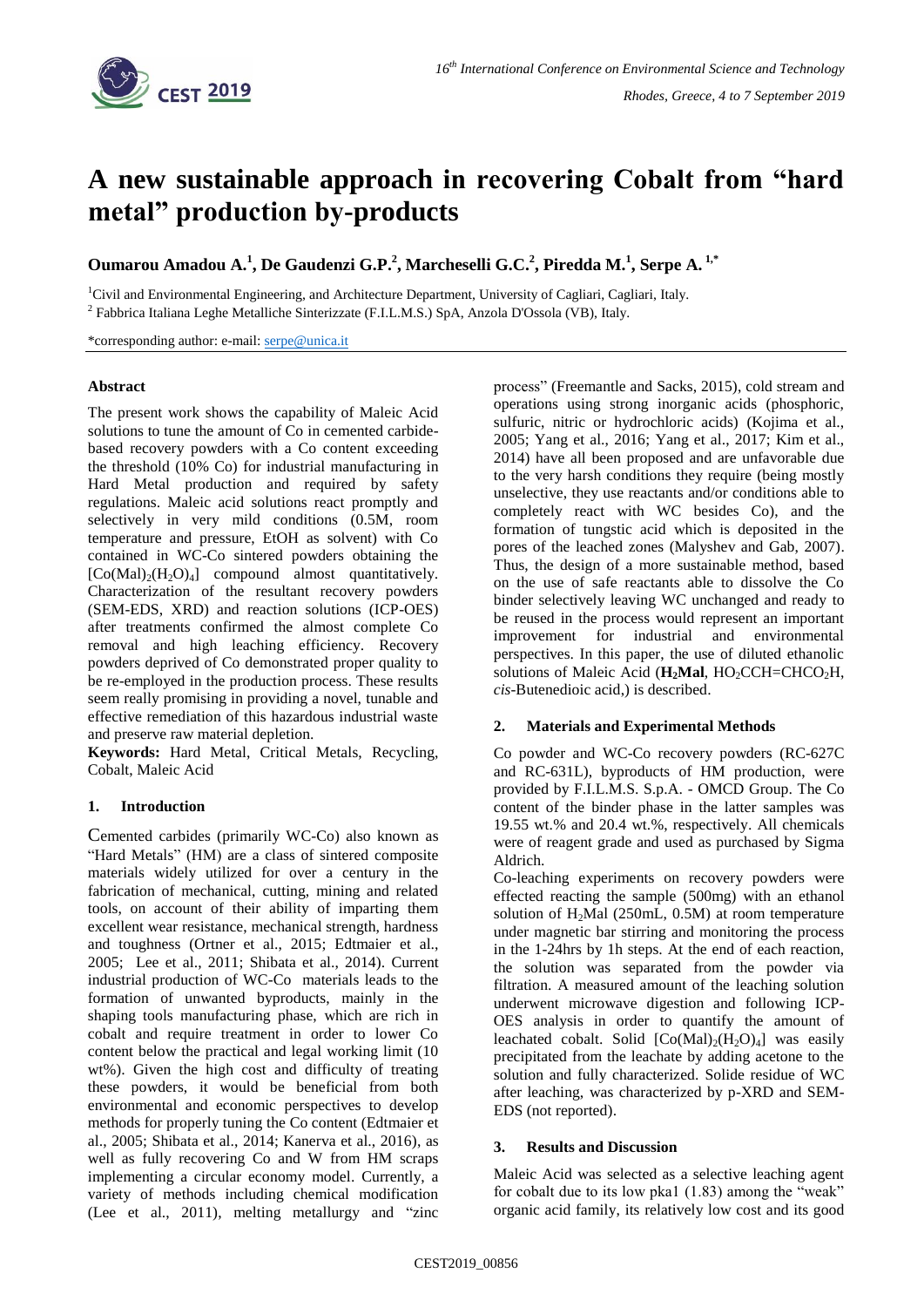# A new sustainable approach in recovering Cobalt from "hard metal" production by-products

**Oumarou Amadou A.[1], De Gaudenzi G.P.[2], Marcheselli G.C.[2], Piredda M.[1], Serpe A. [1,*]**

[1]Civil and Environmental Engineering, and Architecture Department, University of Cagliari, Cagliari, Italy.

[2] Fabbrica Italiana Leghe Metalliche Sinterizzate (F.I.L.M.S.) SpA, Anzola D'Ossola (VB), Italy.

*corresponding author: e-mail: serpe@unica.it

### Abstract

The present work shows the capability of Maleic Acid solutions to tune the amount of Co in cemented carbide-based recovery powders with a Co content exceeding the threshold (10% Co) for industrial manufacturing in Hard Metal production and required by safety regulations. Maleic acid solutions react promptly and selectively in very mild conditions (0.5M, room temperature and pressure, EtOH as solvent) with Co contained in WC-Co sintered powders obtaining the $[Co(Mal)_2(H_2O)_4]$ compound almost quantitatively. Characterization of the resultant recovery powders (SEM-EDS, XRD) and reaction solutions (ICP-OES) after treatments confirmed the almost complete Co removal and high leaching efficiency. Recovery powders deprived of Co demonstrated proper quality to be re-employed in the production process. These results seem really promising in providing a novel, tunable and effective remediation of this hazardous industrial waste and preserve raw material depletion.

**Keywords:** Hard Metal, Critical Metals, Recycling, Cobalt, Maleic Acid

## 1. Introduction

Cemented carbides (primarily WC-Co) also known as "Hard Metals" (HM) are a class of sintered composite materials widely utilized for over a century in the fabrication of mechanical, cutting, mining and related tools, on account of their ability of imparting them excellent wear resistance, mechanical strength, hardness and toughness (Ortner et al., 2015; Edtmaier et al., 2005; Lee et al., 2011; Shibata et al., 2014). Current industrial production of WC-Co materials leads to the formation of unwanted byproducts, mainly in the shaping tools manufacturing phase, which are rich in cobalt and require treatment in order to lower Co content below the practical and legal working limit (10 wt%). Given the high cost and difficulty of treating these powders, it would be beneficial from both environmental and economic perspectives to develop methods for properly tuning the Co content (Edtmaier et al., 2005; Shibata et al., 2014; Kanerva et al., 2016), as well as fully recovering Co and W from HM scraps implementing a circular economy model. Currently, a variety of methods including chemical modification (Lee et al., 2011), melting metallurgy and "zinc process" (Freemantle and Sacks, 2015), cold stream and operations using strong inorganic acids (phosphoric, sulfuric, nitric or hydrochloric acids) (Kojima et al., 2005; Yang et al., 2016; Yang et al., 2017; Kim et al., 2014) have all been proposed and are unfavorable due to the very harsh conditions they require (being mostly unselective, they use reactants and/or conditions able to completely react with WC besides Co), and the formation of tungstic acid which is deposited in the pores of the leached zones (Malyshev and Gab, 2007). Thus, the design of a more sustainable method, based on the use of safe reactants able to dissolve the Co binder selectively leaving WC unchanged and ready to be reused in the process would represent an important improvement for industrial and environmental perspectives. In this paper, the use of diluted ethanolic solutions of Maleic Acid (**$H_2$Mal**, $HO_2CCH{=}CHCO_2H$, *cis*-Butenedioic acid,) is described.

## 2. Materials and Experimental Methods

Co powder and WC-Co recovery powders (RC-627C and RC-631L), byproducts of HM production, were provided by F.I.L.M.S. S.p.A. - OMCD Group. The Co content of the binder phase in the latter samples was 19.55 wt.% and 20.4 wt.%, respectively. All chemicals were of reagent grade and used as purchased by Sigma Aldrich.

Co-leaching experiments on recovery powders were effected reacting the sample (500mg) with an ethanol solution of $H_2$Mal (250mL, 0.5M) at room temperature under magnetic bar stirring and monitoring the process in the 1-24hrs by 1h steps. At the end of each reaction, the solution was separated from the powder via filtration. A measured amount of the leaching solution underwent microwave digestion and following ICP-OES analysis in order to quantify the amount of leachated cobalt. Solid $[Co(Mal)_2(H_2O)_4]$ was easily precipitated from the leachate by adding acetone to the solution and fully characterized. Solide residue of WC after leaching, was characterized by p-XRD and SEM-EDS (not reported).

## 3. Results and Discussion

Maleic Acid was selected as a selective leaching agent for cobalt due to its low pka1 (1.83) among the "weak" organic acid family, its relatively low cost and its good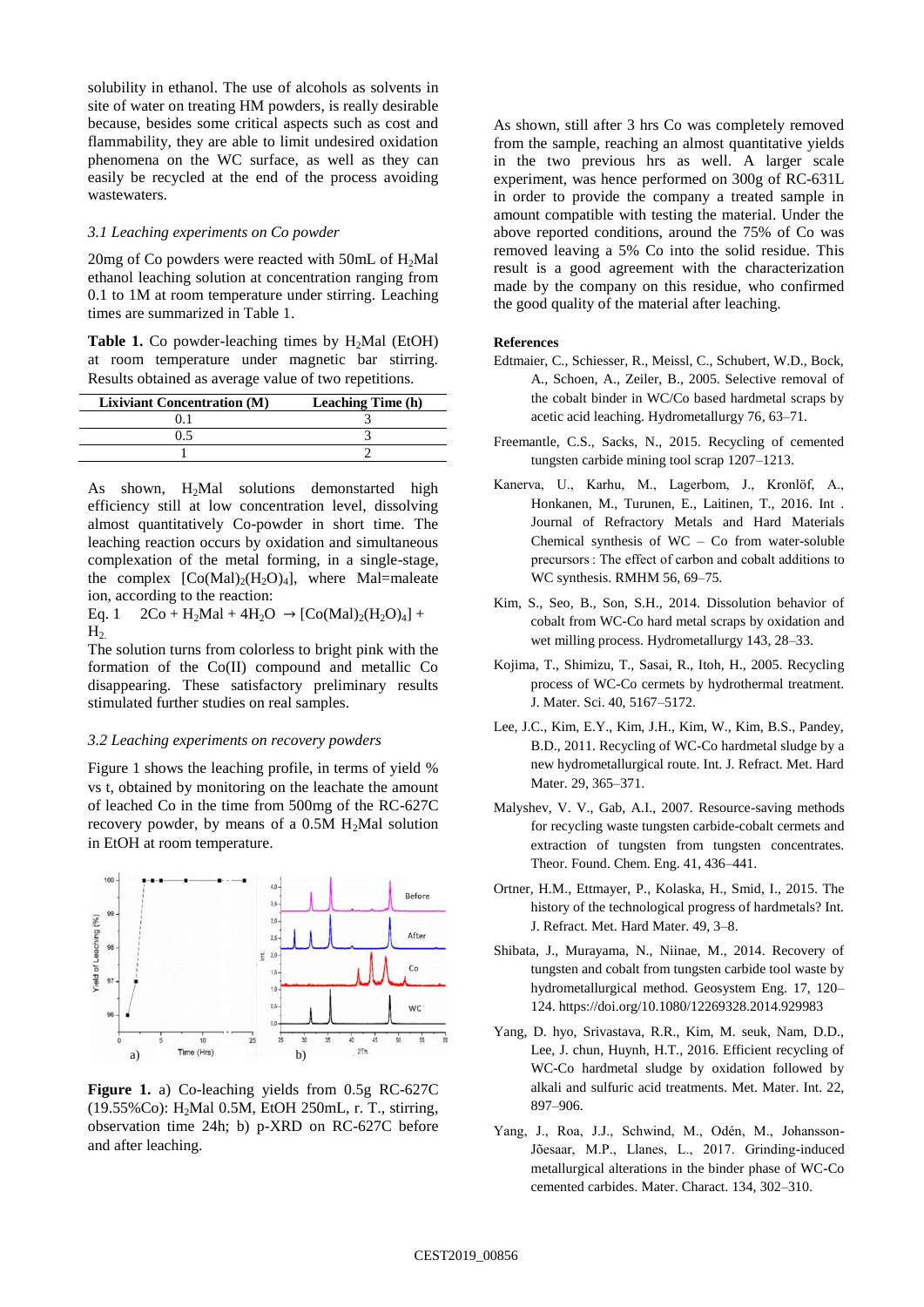solubility in ethanol. The use of alcohols as solvents in site of water on treating HM powders, is really desirable because, besides some critical aspects such as cost and flammability, they are able to limit undesired oxidation phenomena on the WC surface, as well as they can easily be recycled at the end of the process avoiding wastewaters.

### *3.1 Leaching experiments on Co powder*

20mg of Co powders were reacted with 50mL of $H_2Mal$ ethanol leaching solution at concentration ranging from 0.1 to 1M at room temperature under stirring. Leaching times are summarized in Table 1.

**Table 1.** Co powder-leaching times by $H_2Mal$ (EtOH) at room temperature under magnetic bar stirring. Results obtained as average value of two repetitions.

| Lixiviant Concentration (M) | Leaching Time (h) |
|---|---|
| 0.1 | 3 |
| 0.5 | 3 |
| 1 | 2 |

As shown, $H_2Mal$ solutions demonstarted high efficiency still at low concentration level, dissolving almost quantitatively Co-powder in short time. The leaching reaction occurs by oxidation and simultaneous complexation of the metal forming, in a single-stage, the complex $[Co(Mal)_2(H_2O)_4]$, where Mal=maleate ion, according to the reaction:

Eq. 1 $2Co + H_2Mal + 4H_2O \rightarrow [Co(Mal)_2(H_2O)_4] + H_2$

The solution turns from colorless to bright pink with the formation of the Co(II) compound and metallic Co disappearing. These satisfactory preliminary results stimulated further studies on real samples.

### *3.2 Leaching experiments on recovery powders*

Figure 1 shows the leaching profile, in terms of yield % vs t, obtained by monitoring on the leachate the amount of leached Co in the time from 500mg of the RC-627C recovery powder, by means of a 0.5M $H_2Mal$ solution in EtOH at room temperature.

a) Yield of Leaching (%) vs Time (Hrs)
b) Before, After, Co, WC; Int.; 2Th

**Figure 1.** a) Co-leaching yields from 0.5g RC-627C (19.55%Co): $H_2Mal$ 0.5M, EtOH 250mL, r. T., stirring, observation time 24h; b) p-XRD on RC-627C before and after leaching.

As shown, still after 3 hrs Co was completely removed from the sample, reaching an almost quantitative yields in the two previous hrs as well. A larger scale experiment, was hence performed on 300g of RC-631L in order to provide the company a treated sample in amount compatible with testing the material. Under the above reported conditions, around the 75% of Co was removed leaving a 5% Co into the solid residue. This result is a good agreement with the characterization made by the company on this residue, who confirmed the good quality of the material after leaching.

## References

Edtmaier, C., Schiesser, R., Meissl, C., Schubert, W.D., Bock, A., Schoen, A., Zeiler, B., 2005. Selective removal of the cobalt binder in WC/Co based hardmetal scraps by acetic acid leaching. Hydrometallurgy 76, 63–71.

Freemantle, C.S., Sacks, N., 2015. Recycling of cemented tungsten carbide mining tool scrap 1207–1213.

Kanerva, U., Karhu, M., Lagerbom, J., Kronlöf, A., Honkanen, M., Turunen, E., Laitinen, T., 2016. Int . Journal of Refractory Metals and Hard Materials Chemical synthesis of WC – Co from water-soluble precursors : The effect of carbon and cobalt additions to WC synthesis. RMHM 56, 69–75.

Kim, S., Seo, B., Son, S.H., 2014. Dissolution behavior of cobalt from WC-Co hard metal scraps by oxidation and wet milling process. Hydrometallurgy 143, 28–33.

Kojima, T., Shimizu, T., Sasai, R., Itoh, H., 2005. Recycling process of WC-Co cermets by hydrothermal treatment. J. Mater. Sci. 40, 5167–5172.

Lee, J.C., Kim, E.Y., Kim, J.H., Kim, W., Kim, B.S., Pandey, B.D., 2011. Recycling of WC-Co hardmetal sludge by a new hydrometallurgical route. Int. J. Refract. Met. Hard Mater. 29, 365–371.

Malyshev, V. V., Gab, A.I., 2007. Resource-saving methods for recycling waste tungsten carbide-cobalt cermets and extraction of tungsten from tungsten concentrates. Theor. Found. Chem. Eng. 41, 436–441.

Ortner, H.M., Ettmayer, P., Kolaska, H., Smid, I., 2015. The history of the technological progress of hardmetals? Int. J. Refract. Met. Hard Mater. 49, 3–8.

Shibata, J., Murayama, N., Niinae, M., 2014. Recovery of tungsten and cobalt from tungsten carbide tool waste by hydrometallurgical method. Geosystem Eng. 17, 120–124. https://doi.org/10.1080/12269328.2014.929983

Yang, D. hyo, Srivastava, R.R., Kim, M. seuk, Nam, D.D., Lee, J. chun, Huynh, H.T., 2016. Efficient recycling of WC-Co hardmetal sludge by oxidation followed by alkali and sulfuric acid treatments. Met. Mater. Int. 22, 897–906.

Yang, J., Roa, J.J., Schwind, M., Odén, M., Johansson-Jõesaar, M.P., Llanes, L., 2017. Grinding-induced metallurgical alterations in the binder phase of WC-Co cemented carbides. Mater. Charact. 134, 302–310.